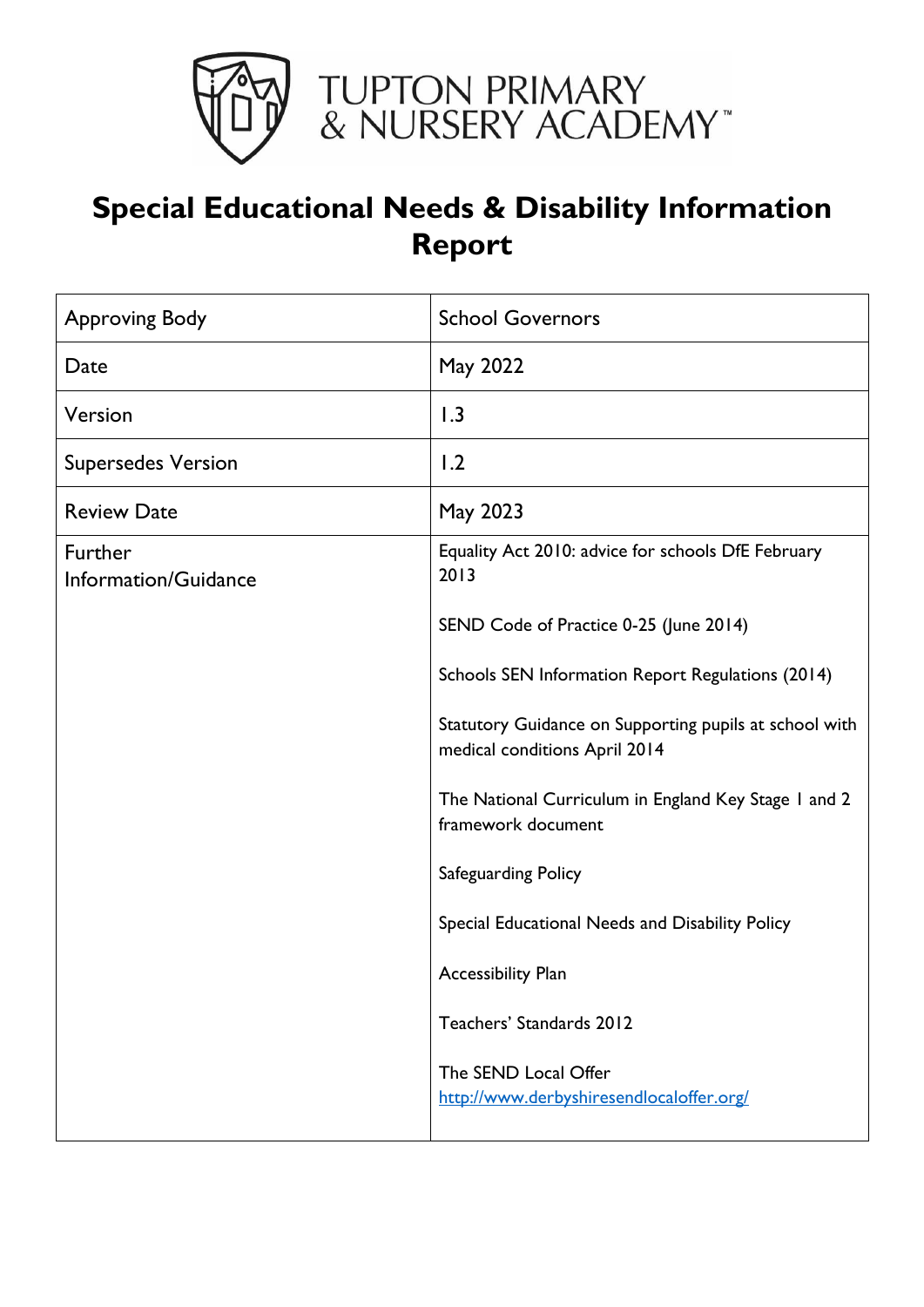TUPTON PRIMARY & NURSERY ACADEMY™

# Special Educational Needs & Disability Information Report

| Approving Body | School Governors |
|---|---|
| Date | May 2022 |
| Version | 1.3 |
| Supersedes Version | 1.2 |
| Review Date | May 2023 |
| Further Information/Guidance | Equality Act 2010: advice for schools DfE February 2013<br><br>SEND Code of Practice 0-25 (June 2014)<br><br>Schools SEN Information Report Regulations (2014)<br><br>Statutory Guidance on Supporting pupils at school with medical conditions April 2014<br><br>The National Curriculum in England Key Stage 1 and 2 framework document<br><br>Safeguarding Policy<br><br>Special Educational Needs and Disability Policy<br><br>Accessibility Plan<br><br>Teachers' Standards 2012<br><br>The SEND Local Offer [http://www.derbyshiresendlocaloffer.org/](http://www.derbyshiresendlocaloffer.org/) |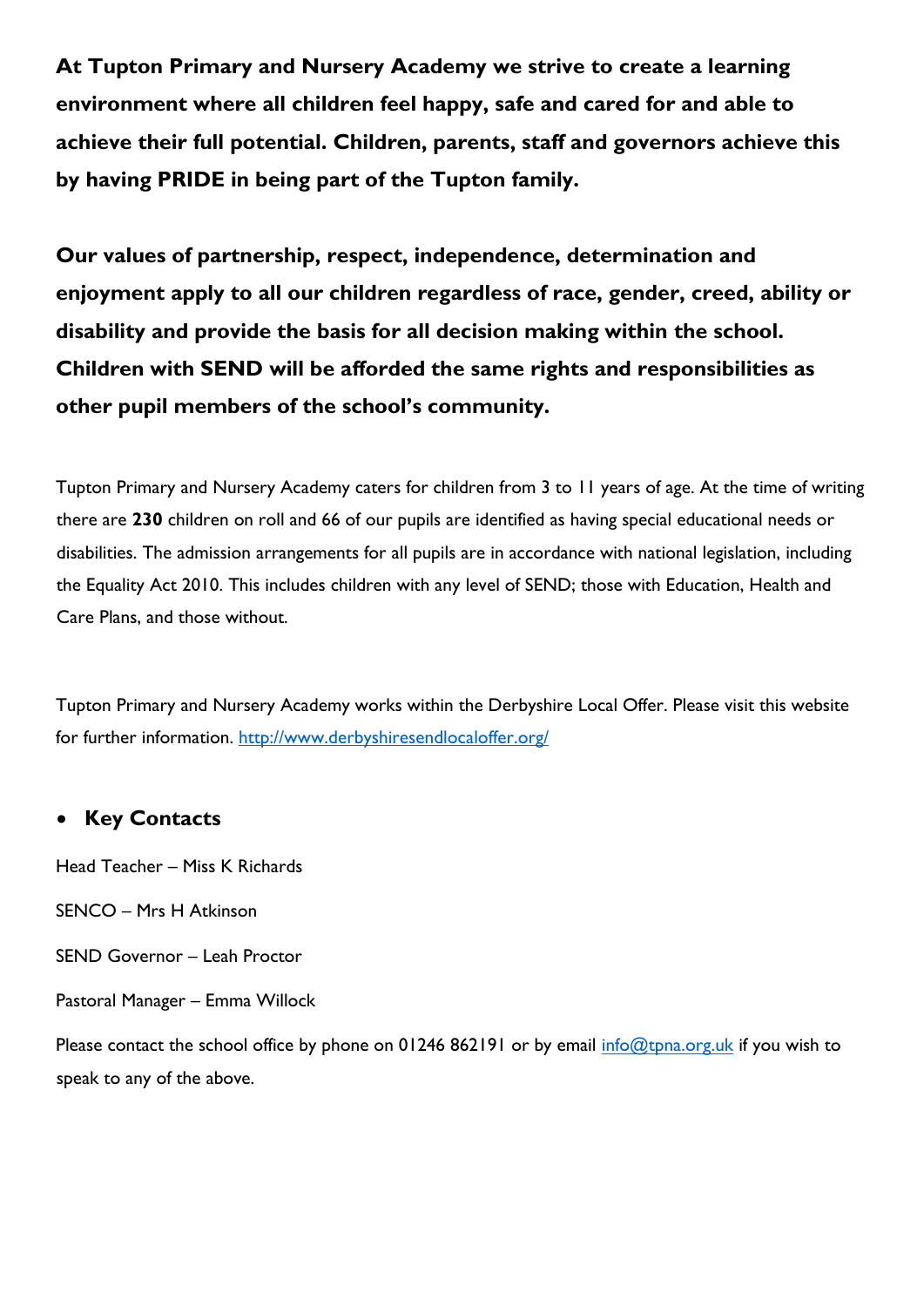**At Tupton Primary and Nursery Academy we strive to create a learning environment where all children feel happy, safe and cared for and able to achieve their full potential. Children, parents, staff and governors achieve this by having PRIDE in being part of the Tupton family.**

**Our values of partnership, respect, independence, determination and enjoyment apply to all our children regardless of race, gender, creed, ability or disability and provide the basis for all decision making within the school. Children with SEND will be afforded the same rights and responsibilities as other pupil members of the school's community.**

Tupton Primary and Nursery Academy caters for children from 3 to 11 years of age. At the time of writing there are **230** children on roll and 66 of our pupils are identified as having special educational needs or disabilities. The admission arrangements for all pupils are in accordance with national legislation, including the Equality Act 2010. This includes children with any level of SEND; those with Education, Health and Care Plans, and those without.

Tupton Primary and Nursery Academy works within the Derbyshire Local Offer. Please visit this website for further information. http://www.derbyshiresendlocaloffer.org/

- **Key Contacts**

Head Teacher – Miss K Richards

SENCO – Mrs H Atkinson

SEND Governor – Leah Proctor

Pastoral Manager – Emma Willock

Please contact the school office by phone on 01246 862191 or by email info@tpna.org.uk if you wish to speak to any of the above.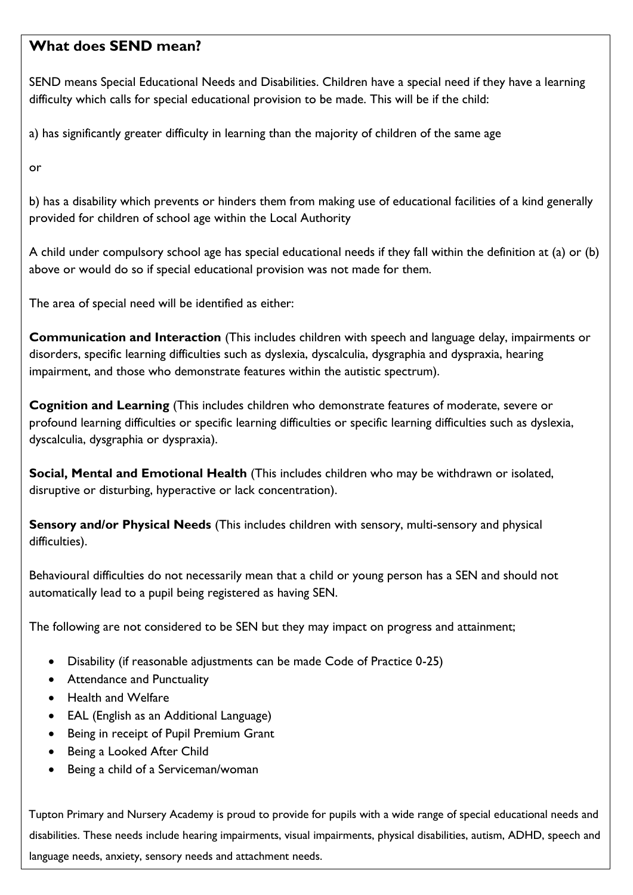## What does SEND mean?

SEND means Special Educational Needs and Disabilities. Children have a special need if they have a learning difficulty which calls for special educational provision to be made. This will be if the child:

a) has significantly greater difficulty in learning than the majority of children of the same age

or

b) has a disability which prevents or hinders them from making use of educational facilities of a kind generally provided for children of school age within the Local Authority

A child under compulsory school age has special educational needs if they fall within the definition at (a) or (b) above or would do so if special educational provision was not made for them.

The area of special need will be identified as either:

**Communication and Interaction** (This includes children with speech and language delay, impairments or disorders, specific learning difficulties such as dyslexia, dyscalculia, dysgraphia and dyspraxia, hearing impairment, and those who demonstrate features within the autistic spectrum).

**Cognition and Learning** (This includes children who demonstrate features of moderate, severe or profound learning difficulties or specific learning difficulties or specific learning difficulties such as dyslexia, dyscalculia, dysgraphia or dyspraxia).

**Social, Mental and Emotional Health** (This includes children who may be withdrawn or isolated, disruptive or disturbing, hyperactive or lack concentration).

**Sensory and/or Physical Needs** (This includes children with sensory, multi-sensory and physical difficulties).

Behavioural difficulties do not necessarily mean that a child or young person has a SEN and should not automatically lead to a pupil being registered as having SEN.

The following are not considered to be SEN but they may impact on progress and attainment;

- Disability (if reasonable adjustments can be made Code of Practice 0-25)
- Attendance and Punctuality
- Health and Welfare
- EAL (English as an Additional Language)
- Being in receipt of Pupil Premium Grant
- Being a Looked After Child
- Being a child of a Serviceman/woman

Tupton Primary and Nursery Academy is proud to provide for pupils with a wide range of special educational needs and disabilities. These needs include hearing impairments, visual impairments, physical disabilities, autism, ADHD, speech and language needs, anxiety, sensory needs and attachment needs.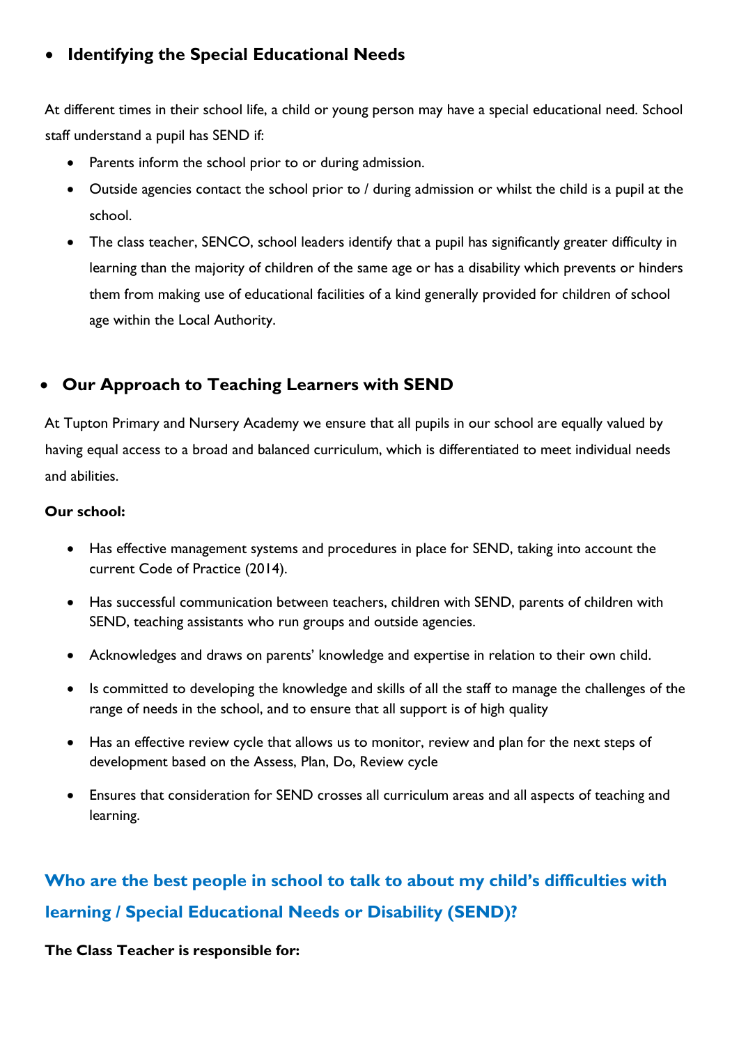- **Identifying the Special Educational Needs**

At different times in their school life, a child or young person may have a special educational need. School staff understand a pupil has SEND if:

- Parents inform the school prior to or during admission.
- Outside agencies contact the school prior to / during admission or whilst the child is a pupil at the school.
- The class teacher, SENCO, school leaders identify that a pupil has significantly greater difficulty in learning than the majority of children of the same age or has a disability which prevents or hinders them from making use of educational facilities of a kind generally provided for children of school age within the Local Authority.

- **Our Approach to Teaching Learners with SEND**

At Tupton Primary and Nursery Academy we ensure that all pupils in our school are equally valued by having equal access to a broad and balanced curriculum, which is differentiated to meet individual needs and abilities.

**Our school:**

- Has effective management systems and procedures in place for SEND, taking into account the current Code of Practice (2014).
- Has successful communication between teachers, children with SEND, parents of children with SEND, teaching assistants who run groups and outside agencies.
- Acknowledges and draws on parents' knowledge and expertise in relation to their own child.
- Is committed to developing the knowledge and skills of all the staff to manage the challenges of the range of needs in the school, and to ensure that all support is of high quality
- Has an effective review cycle that allows us to monitor, review and plan for the next steps of development based on the Assess, Plan, Do, Review cycle
- Ensures that consideration for SEND crosses all curriculum areas and all aspects of teaching and learning.

## Who are the best people in school to talk to about my child's difficulties with learning / Special Educational Needs or Disability (SEND)?

**The Class Teacher is responsible for:**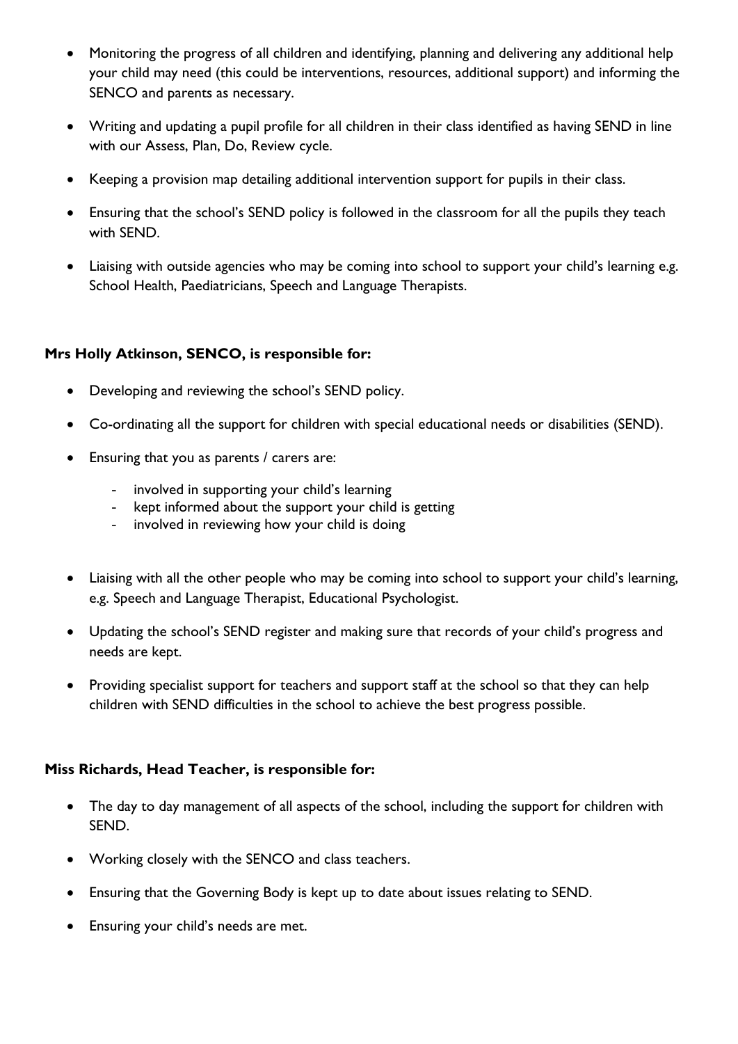- Monitoring the progress of all children and identifying, planning and delivering any additional help your child may need (this could be interventions, resources, additional support) and informing the SENCO and parents as necessary.
- Writing and updating a pupil profile for all children in their class identified as having SEND in line with our Assess, Plan, Do, Review cycle.
- Keeping a provision map detailing additional intervention support for pupils in their class.
- Ensuring that the school's SEND policy is followed in the classroom for all the pupils they teach with SEND.
- Liaising with outside agencies who may be coming into school to support your child's learning e.g. School Health, Paediatricians, Speech and Language Therapists.

**Mrs Holly Atkinson, SENCO, is responsible for:**

- Developing and reviewing the school's SEND policy.
- Co-ordinating all the support for children with special educational needs or disabilities (SEND).
- Ensuring that you as parents / carers are:
    - involved in supporting your child's learning
    - kept informed about the support your child is getting
    - involved in reviewing how your child is doing
- Liaising with all the other people who may be coming into school to support your child's learning, e.g. Speech and Language Therapist, Educational Psychologist.
- Updating the school's SEND register and making sure that records of your child's progress and needs are kept.
- Providing specialist support for teachers and support staff at the school so that they can help children with SEND difficulties in the school to achieve the best progress possible.

**Miss Richards, Head Teacher, is responsible for:**

- The day to day management of all aspects of the school, including the support for children with SEND.
- Working closely with the SENCO and class teachers.
- Ensuring that the Governing Body is kept up to date about issues relating to SEND.
- Ensuring your child's needs are met.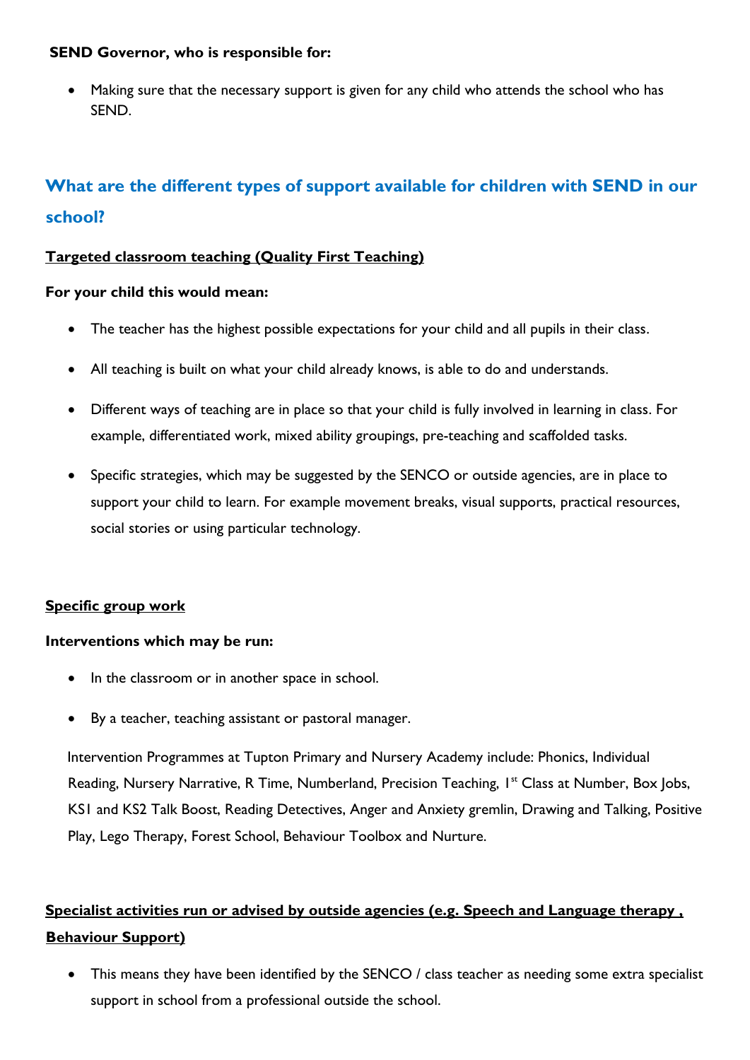**SEND Governor, who is responsible for:**

- Making sure that the necessary support is given for any child who attends the school who has SEND.

## What are the different types of support available for children with SEND in our school?

**Targeted classroom teaching (Quality First Teaching)**

**For your child this would mean:**

- The teacher has the highest possible expectations for your child and all pupils in their class.
- All teaching is built on what your child already knows, is able to do and understands.
- Different ways of teaching are in place so that your child is fully involved in learning in class. For example, differentiated work, mixed ability groupings, pre-teaching and scaffolded tasks.
- Specific strategies, which may be suggested by the SENCO or outside agencies, are in place to support your child to learn. For example movement breaks, visual supports, practical resources, social stories or using particular technology.

**Specific group work**

**Interventions which may be run:**

- In the classroom or in another space in school.
- By a teacher, teaching assistant or pastoral manager.

Intervention Programmes at Tupton Primary and Nursery Academy include: Phonics, Individual Reading, Nursery Narrative, R Time, Numberland, Precision Teaching, 1st Class at Number, Box Jobs, KS1 and KS2 Talk Boost, Reading Detectives, Anger and Anxiety gremlin, Drawing and Talking, Positive Play, Lego Therapy, Forest School, Behaviour Toolbox and Nurture.

**Specialist activities run or advised by outside agencies (e.g. Speech and Language therapy , Behaviour Support)**

- This means they have been identified by the SENCO / class teacher as needing some extra specialist support in school from a professional outside the school.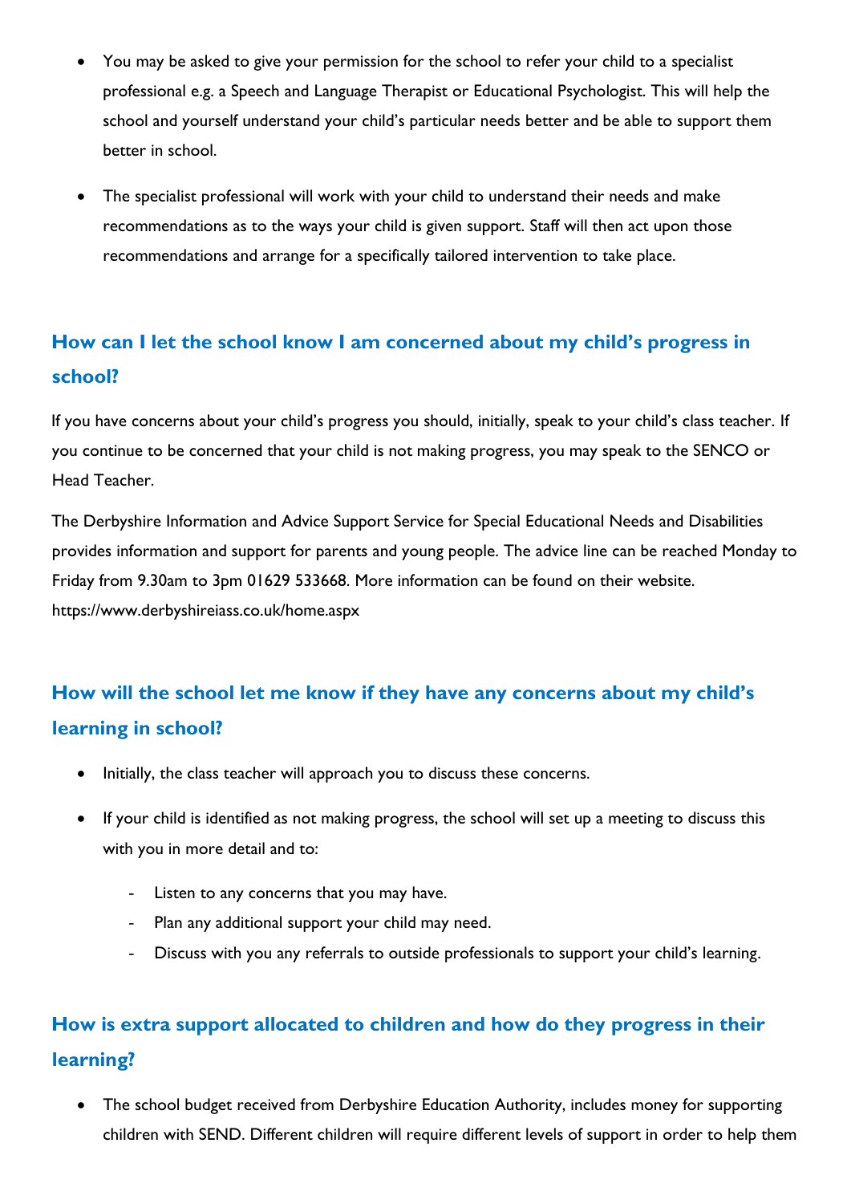- You may be asked to give your permission for the school to refer your child to a specialist professional e.g. a Speech and Language Therapist or Educational Psychologist. This will help the school and yourself understand your child's particular needs better and be able to support them better in school.
- The specialist professional will work with your child to understand their needs and make recommendations as to the ways your child is given support. Staff will then act upon those recommendations and arrange for a specifically tailored intervention to take place.

## How can I let the school know I am concerned about my child's progress in school?

If you have concerns about your child's progress you should, initially, speak to your child's class teacher. If you continue to be concerned that your child is not making progress, you may speak to the SENCO or Head Teacher.

The Derbyshire Information and Advice Support Service for Special Educational Needs and Disabilities provides information and support for parents and young people. The advice line can be reached Monday to Friday from 9.30am to 3pm 01629 533668. More information can be found on their website. https://www.derbyshireiass.co.uk/home.aspx

## How will the school let me know if they have any concerns about my child's learning in school?

- Initially, the class teacher will approach you to discuss these concerns.
- If your child is identified as not making progress, the school will set up a meeting to discuss this with you in more detail and to:
  - Listen to any concerns that you may have.
  - Plan any additional support your child may need.
  - Discuss with you any referrals to outside professionals to support your child's learning.

## How is extra support allocated to children and how do they progress in their learning?

- The school budget received from Derbyshire Education Authority, includes money for supporting children with SEND. Different children will require different levels of support in order to help them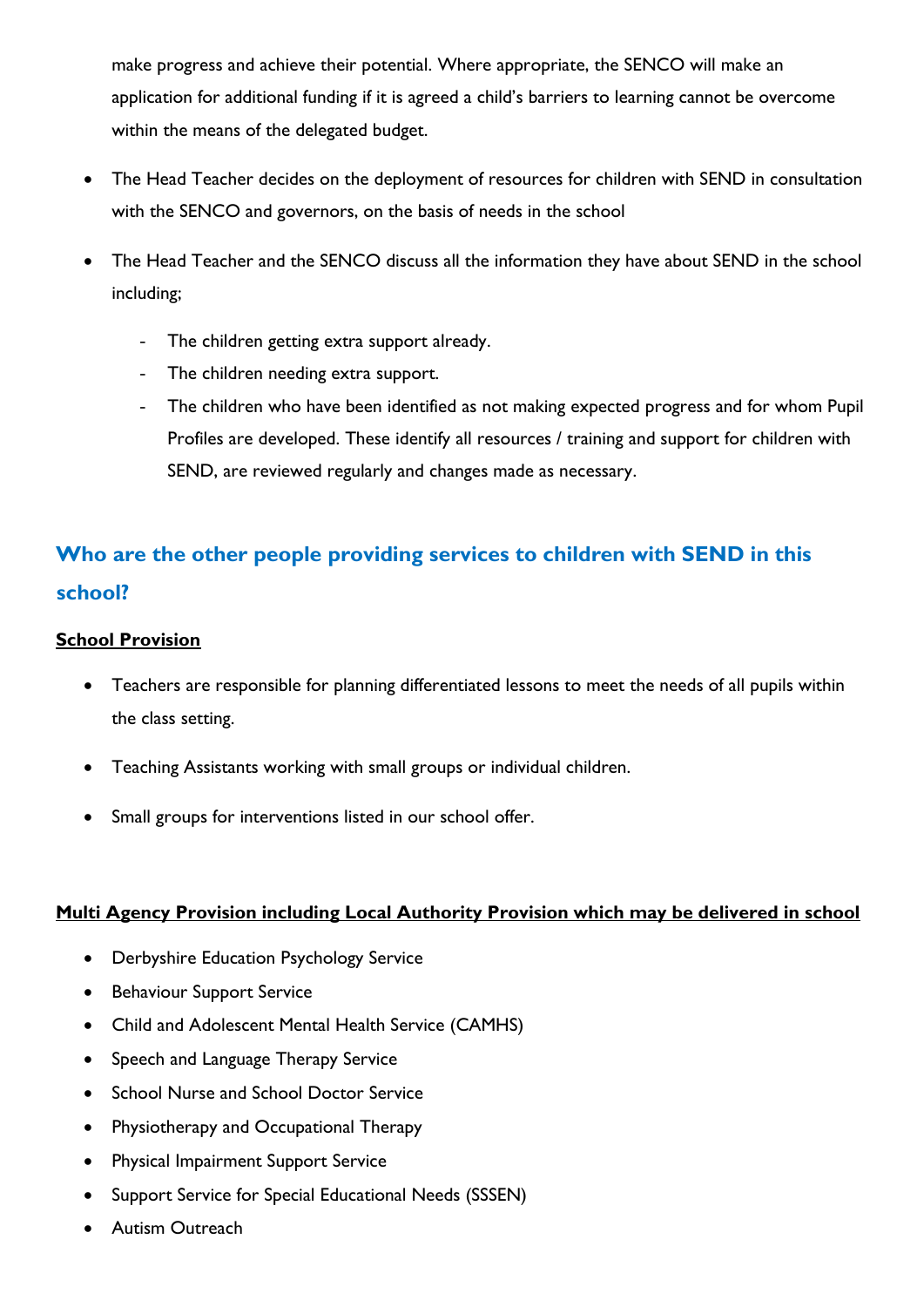make progress and achieve their potential. Where appropriate, the SENCO will make an application for additional funding if it is agreed a child's barriers to learning cannot be overcome within the means of the delegated budget.

- The Head Teacher decides on the deployment of resources for children with SEND in consultation with the SENCO and governors, on the basis of needs in the school
- The Head Teacher and the SENCO discuss all the information they have about SEND in the school including;
    - The children getting extra support already.
    - The children needing extra support.
    - The children who have been identified as not making expected progress and for whom Pupil Profiles are developed. These identify all resources / training and support for children with SEND, are reviewed regularly and changes made as necessary.

## Who are the other people providing services to children with SEND in this school?

**School Provision**

- Teachers are responsible for planning differentiated lessons to meet the needs of all pupils within the class setting.
- Teaching Assistants working with small groups or individual children.
- Small groups for interventions listed in our school offer.

**Multi Agency Provision including Local Authority Provision which may be delivered in school**

- Derbyshire Education Psychology Service
- Behaviour Support Service
- Child and Adolescent Mental Health Service (CAMHS)
- Speech and Language Therapy Service
- School Nurse and School Doctor Service
- Physiotherapy and Occupational Therapy
- Physical Impairment Support Service
- Support Service for Special Educational Needs (SSSEN)
- Autism Outreach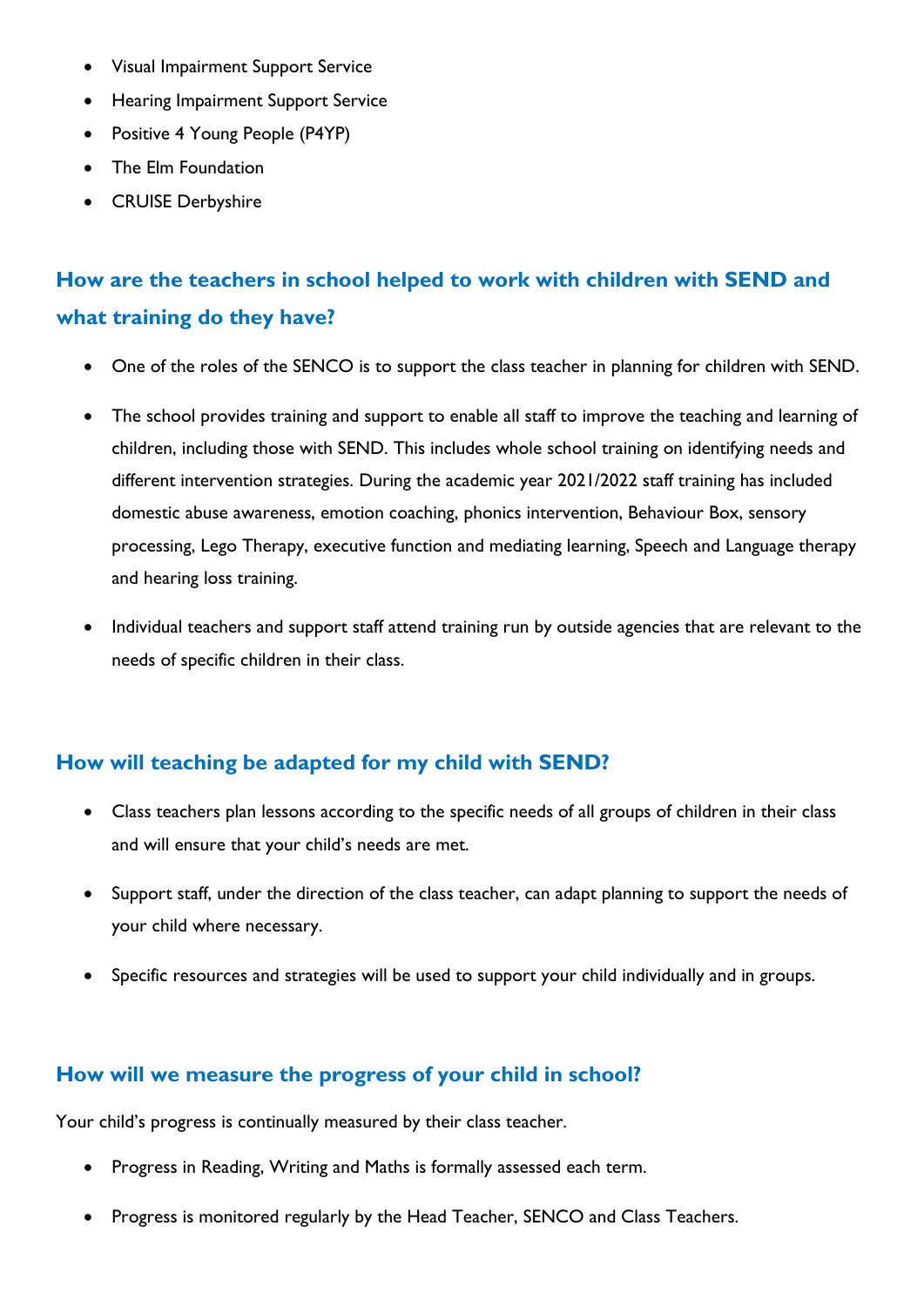- Visual Impairment Support Service
- Hearing Impairment Support Service
- Positive 4 Young People (P4YP)
- The Elm Foundation
- CRUISE Derbyshire

## How are the teachers in school helped to work with children with SEND and what training do they have?

- One of the roles of the SENCO is to support the class teacher in planning for children with SEND.
- The school provides training and support to enable all staff to improve the teaching and learning of children, including those with SEND. This includes whole school training on identifying needs and different intervention strategies. During the academic year 2021/2022 staff training has included domestic abuse awareness, emotion coaching, phonics intervention, Behaviour Box, sensory processing, Lego Therapy, executive function and mediating learning, Speech and Language therapy and hearing loss training.
- Individual teachers and support staff attend training run by outside agencies that are relevant to the needs of specific children in their class.

## How will teaching be adapted for my child with SEND?

- Class teachers plan lessons according to the specific needs of all groups of children in their class and will ensure that your child's needs are met.
- Support staff, under the direction of the class teacher, can adapt planning to support the needs of your child where necessary.
- Specific resources and strategies will be used to support your child individually and in groups.

## How will we measure the progress of your child in school?

Your child's progress is continually measured by their class teacher.

- Progress in Reading, Writing and Maths is formally assessed each term.
- Progress is monitored regularly by the Head Teacher, SENCO and Class Teachers.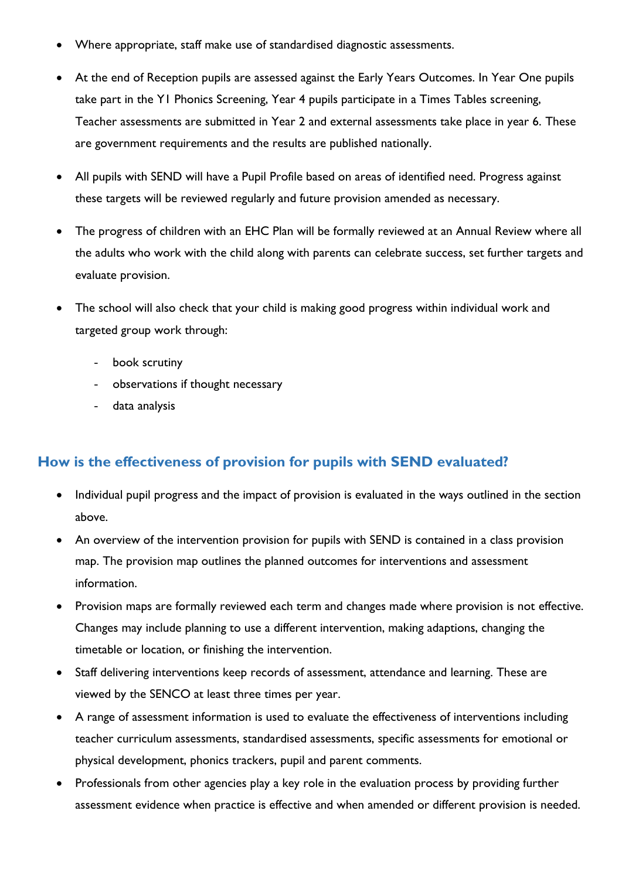- Where appropriate, staff make use of standardised diagnostic assessments.
- At the end of Reception pupils are assessed against the Early Years Outcomes. In Year One pupils take part in the Y1 Phonics Screening, Year 4 pupils participate in a Times Tables screening, Teacher assessments are submitted in Year 2 and external assessments take place in year 6. These are government requirements and the results are published nationally.
- All pupils with SEND will have a Pupil Profile based on areas of identified need. Progress against these targets will be reviewed regularly and future provision amended as necessary.
- The progress of children with an EHC Plan will be formally reviewed at an Annual Review where all the adults who work with the child along with parents can celebrate success, set further targets and evaluate provision.
- The school will also check that your child is making good progress within individual work and targeted group work through:
    - book scrutiny
    - observations if thought necessary
    - data analysis

## How is the effectiveness of provision for pupils with SEND evaluated?

- Individual pupil progress and the impact of provision is evaluated in the ways outlined in the section above.
- An overview of the intervention provision for pupils with SEND is contained in a class provision map. The provision map outlines the planned outcomes for interventions and assessment information.
- Provision maps are formally reviewed each term and changes made where provision is not effective. Changes may include planning to use a different intervention, making adaptions, changing the timetable or location, or finishing the intervention.
- Staff delivering interventions keep records of assessment, attendance and learning. These are viewed by the SENCO at least three times per year.
- A range of assessment information is used to evaluate the effectiveness of interventions including teacher curriculum assessments, standardised assessments, specific assessments for emotional or physical development, phonics trackers, pupil and parent comments.
- Professionals from other agencies play a key role in the evaluation process by providing further assessment evidence when practice is effective and when amended or different provision is needed.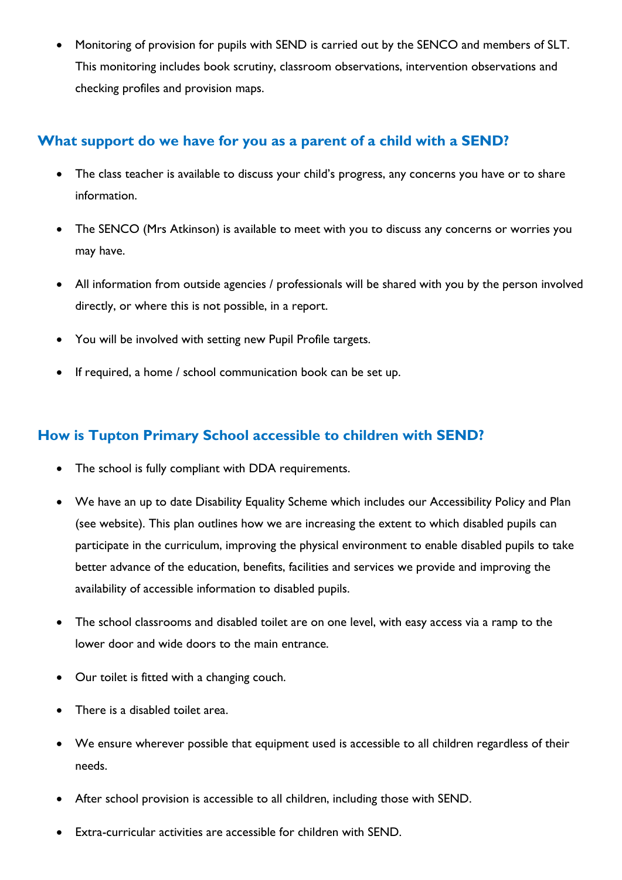- Monitoring of provision for pupils with SEND is carried out by the SENCO and members of SLT. This monitoring includes book scrutiny, classroom observations, intervention observations and checking profiles and provision maps.

## What support do we have for you as a parent of a child with a SEND?

- The class teacher is available to discuss your child's progress, any concerns you have or to share information.
- The SENCO (Mrs Atkinson) is available to meet with you to discuss any concerns or worries you may have.
- All information from outside agencies / professionals will be shared with you by the person involved directly, or where this is not possible, in a report.
- You will be involved with setting new Pupil Profile targets.
- If required, a home / school communication book can be set up.

## How is Tupton Primary School accessible to children with SEND?

- The school is fully compliant with DDA requirements.
- We have an up to date Disability Equality Scheme which includes our Accessibility Policy and Plan (see website). This plan outlines how we are increasing the extent to which disabled pupils can participate in the curriculum, improving the physical environment to enable disabled pupils to take better advance of the education, benefits, facilities and services we provide and improving the availability of accessible information to disabled pupils.
- The school classrooms and disabled toilet are on one level, with easy access via a ramp to the lower door and wide doors to the main entrance.
- Our toilet is fitted with a changing couch.
- There is a disabled toilet area.
- We ensure wherever possible that equipment used is accessible to all children regardless of their needs.
- After school provision is accessible to all children, including those with SEND.
- Extra-curricular activities are accessible for children with SEND.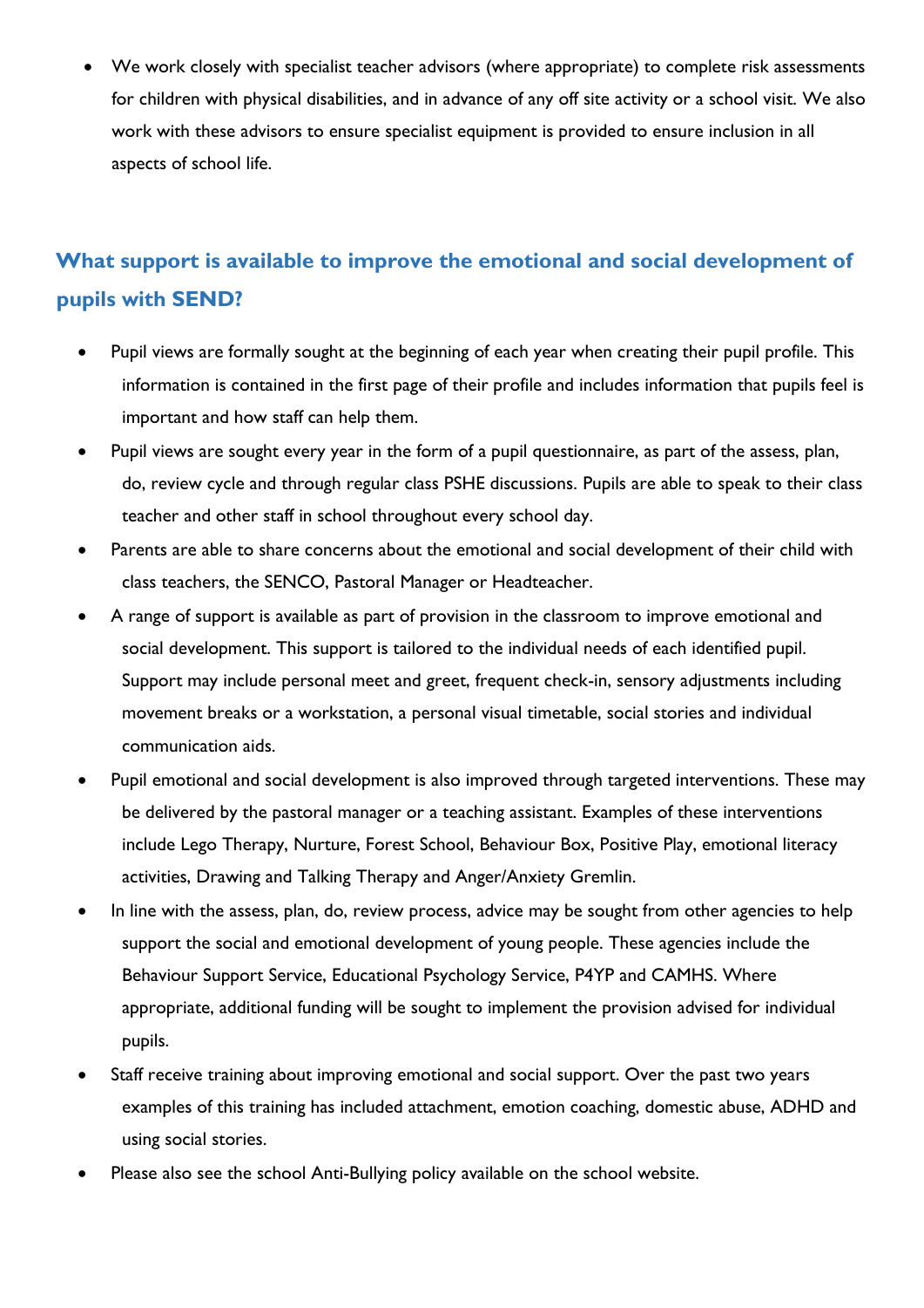- We work closely with specialist teacher advisors (where appropriate) to complete risk assessments for children with physical disabilities, and in advance of any off site activity or a school visit. We also work with these advisors to ensure specialist equipment is provided to ensure inclusion in all aspects of school life.

## What support is available to improve the emotional and social development of pupils with SEND?

- Pupil views are formally sought at the beginning of each year when creating their pupil profile. This information is contained in the first page of their profile and includes information that pupils feel is important and how staff can help them.
- Pupil views are sought every year in the form of a pupil questionnaire, as part of the assess, plan, do, review cycle and through regular class PSHE discussions. Pupils are able to speak to their class teacher and other staff in school throughout every school day.
- Parents are able to share concerns about the emotional and social development of their child with class teachers, the SENCO, Pastoral Manager or Headteacher.
- A range of support is available as part of provision in the classroom to improve emotional and social development. This support is tailored to the individual needs of each identified pupil. Support may include personal meet and greet, frequent check-in, sensory adjustments including movement breaks or a workstation, a personal visual timetable, social stories and individual communication aids.
- Pupil emotional and social development is also improved through targeted interventions. These may be delivered by the pastoral manager or a teaching assistant. Examples of these interventions include Lego Therapy, Nurture, Forest School, Behaviour Box, Positive Play, emotional literacy activities, Drawing and Talking Therapy and Anger/Anxiety Gremlin.
- In line with the assess, plan, do, review process, advice may be sought from other agencies to help support the social and emotional development of young people. These agencies include the Behaviour Support Service, Educational Psychology Service, P4YP and CAMHS. Where appropriate, additional funding will be sought to implement the provision advised for individual pupils.
- Staff receive training about improving emotional and social support. Over the past two years examples of this training has included attachment, emotion coaching, domestic abuse, ADHD and using social stories.
- Please also see the school Anti-Bullying policy available on the school website.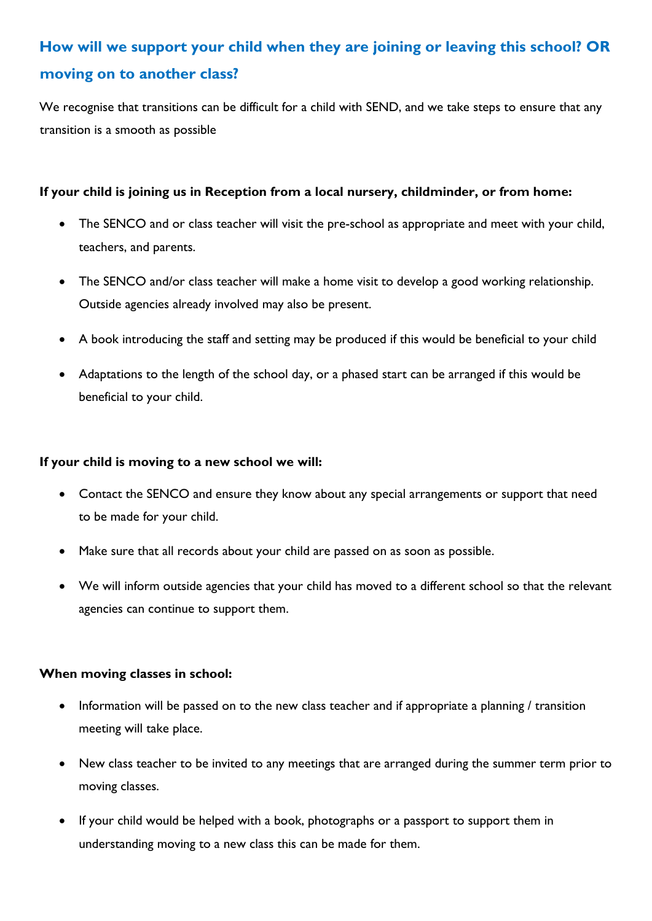## How will we support your child when they are joining or leaving this school? OR moving on to another class?

We recognise that transitions can be difficult for a child with SEND, and we take steps to ensure that any transition is a smooth as possible

**If your child is joining us in Reception from a local nursery, childminder, or from home:**

- The SENCO and or class teacher will visit the pre-school as appropriate and meet with your child, teachers, and parents.
- The SENCO and/or class teacher will make a home visit to develop a good working relationship. Outside agencies already involved may also be present.
- A book introducing the staff and setting may be produced if this would be beneficial to your child
- Adaptations to the length of the school day, or a phased start can be arranged if this would be beneficial to your child.

**If your child is moving to a new school we will:**

- Contact the SENCO and ensure they know about any special arrangements or support that need to be made for your child.
- Make sure that all records about your child are passed on as soon as possible.
- We will inform outside agencies that your child has moved to a different school so that the relevant agencies can continue to support them.

**When moving classes in school:**

- Information will be passed on to the new class teacher and if appropriate a planning / transition meeting will take place.
- New class teacher to be invited to any meetings that are arranged during the summer term prior to moving classes.
- If your child would be helped with a book, photographs or a passport to support them in understanding moving to a new class this can be made for them.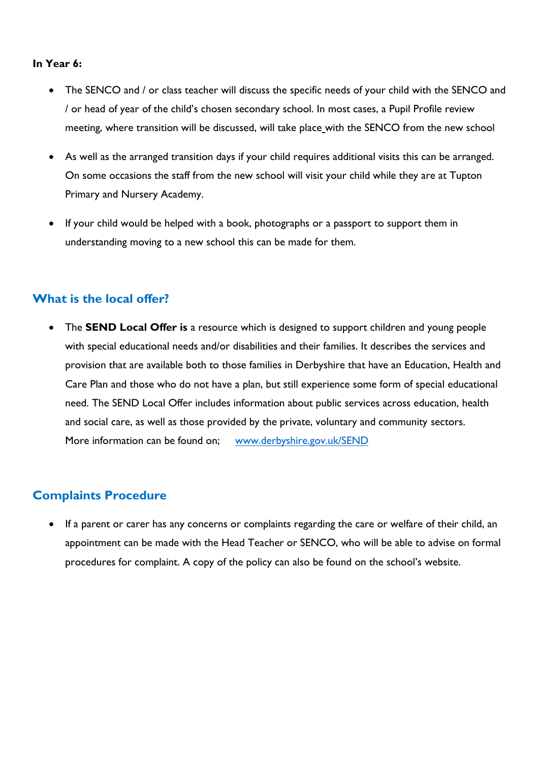**In Year 6:**

- The SENCO and / or class teacher will discuss the specific needs of your child with the SENCO and / or head of year of the child's chosen secondary school. In most cases, a Pupil Profile review meeting, where transition will be discussed, will take place with the SENCO from the new school
- As well as the arranged transition days if your child requires additional visits this can be arranged. On some occasions the staff from the new school will visit your child while they are at Tupton Primary and Nursery Academy.
- If your child would be helped with a book, photographs or a passport to support them in understanding moving to a new school this can be made for them.

## What is the local offer?

- The **SEND Local Offer is** a resource which is designed to support children and young people with special educational needs and/or disabilities and their families. It describes the services and provision that are available both to those families in Derbyshire that have an Education, Health and Care Plan and those who do not have a plan, but still experience some form of special educational need. The SEND Local Offer includes information about public services across education, health and social care, as well as those provided by the private, voluntary and community sectors. More information can be found on; [www.derbyshire.gov.uk/SEND](http://www.derbyshire.gov.uk/SEND)

## Complaints Procedure

- If a parent or carer has any concerns or complaints regarding the care or welfare of their child, an appointment can be made with the Head Teacher or SENCO, who will be able to advise on formal procedures for complaint. A copy of the policy can also be found on the school's website.